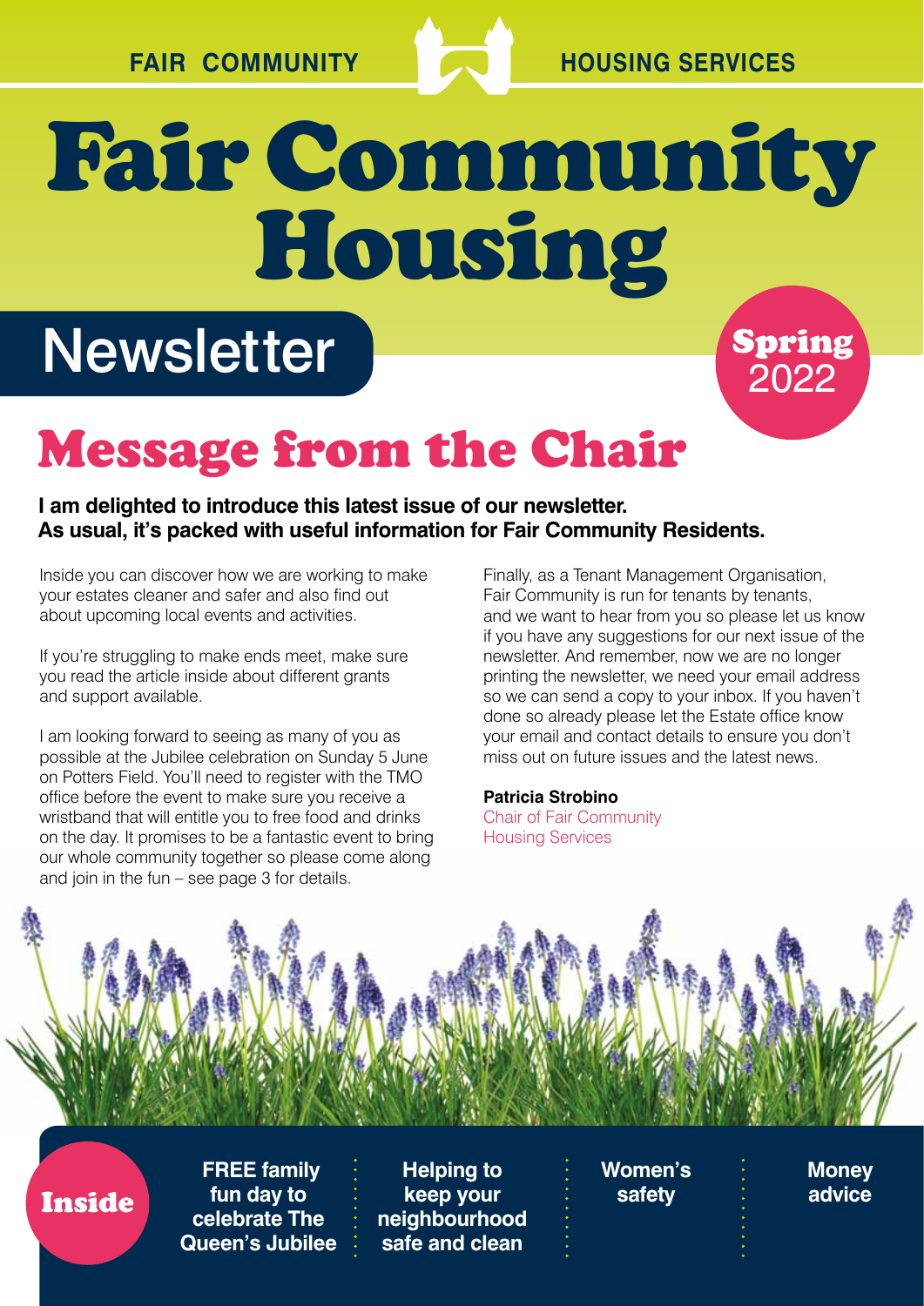FAIR COMMUNITY HOUSING SERVICES

# Fair Community Housing

## Newsletter

**Spring 2022**

# Message from the Chair

**I am delighted to introduce this latest issue of our newsletter. As usual, it's packed with useful information for Fair Community Residents.**

Inside you can discover how we are working to make your estates cleaner and safer and also find out about upcoming local events and activities.

If you're struggling to make ends meet, make sure you read the article inside about different grants and support available.

I am looking forward to seeing as many of you as possible at the Jubilee celebration on Sunday 5 June on Potters Field. You'll need to register with the TMO office before the event to make sure you receive a wristband that will entitle you to free food and drinks on the day. It promises to be a fantastic event to bring our whole community together so please come along and join in the fun – see page 3 for details.

Finally, as a Tenant Management Organisation, Fair Community is run for tenants by tenants, and we want to hear from you so please let us know if you have any suggestions for our next issue of the newsletter. And remember, now we are no longer printing the newsletter, we need your email address so we can send a copy to your inbox. If you haven't done so already please let the Estate office know your email and contact details to ensure you don't miss out on future issues and the latest news.

**Patricia Strobino**
Chair of Fair Community Housing Services

**Inside**

- **FREE family fun day to celebrate The Queen's Jubilee**
- **Helping to keep your neighbourhood safe and clean**
- **Women's safety**
- **Money advice**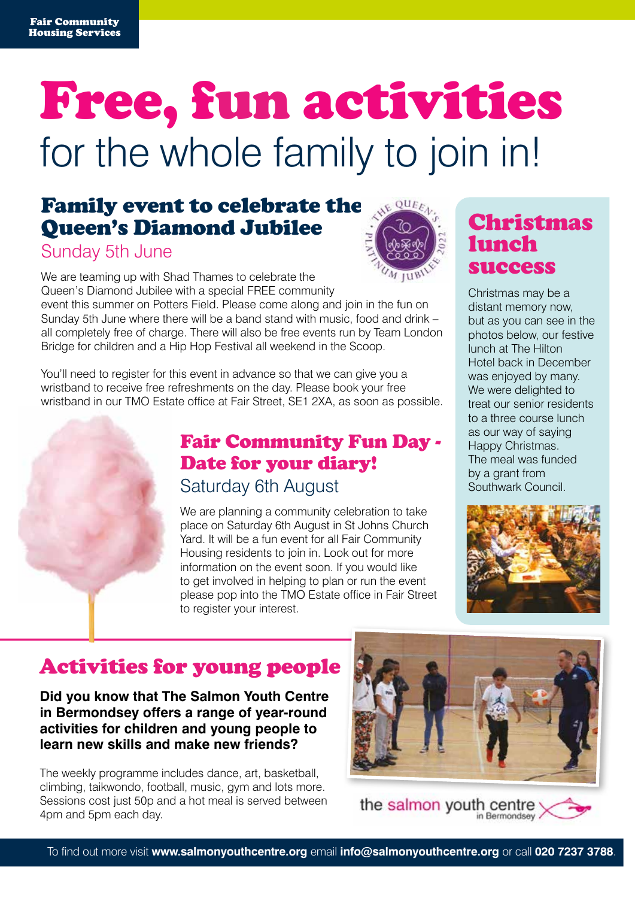# Free, fun activities
for the whole family to join in!

## Family event to celebrate the Queen's Diamond Jubilee

Sunday 5th June

We are teaming up with Shad Thames to celebrate the Queen's Diamond Jubilee with a special FREE community event this summer on Potters Field. Please come along and join in the fun on Sunday 5th June where there will be a band stand with music, food and drink – all completely free of charge. There will also be free events run by Team London Bridge for children and a Hip Hop Festival all weekend in the Scoop.

You'll need to register for this event in advance so that we can give you a wristband to receive free refreshments on the day. Please book your free wristband in our TMO Estate office at Fair Street, SE1 2XA, as soon as possible.

## Fair Community Fun Day - Date for your diary!

Saturday 6th August

We are planning a community celebration to take place on Saturday 6th August in St Johns Church Yard. It will be a fun event for all Fair Community Housing residents to join in. Look out for more information on the event soon. If you would like to get involved in helping to plan or run the event please pop into the TMO Estate office in Fair Street to register your interest.

## Christmas lunch success

Christmas may be a distant memory now, but as you can see in the photos below, our festive lunch at The Hilton Hotel back in December was enjoyed by many. We were delighted to treat our senior residents to a three course lunch as our way of saying Happy Christmas. The meal was funded by a grant from Southwark Council.

## Activities for young people

**Did you know that The Salmon Youth Centre in Bermondsey offers a range of year-round activities for children and young people to learn new skills and make new friends?**

The weekly programme includes dance, art, basketball, climbing, taikwondo, football, music, gym and lots more. Sessions cost just 50p and a hot meal is served between 4pm and 5pm each day.

the salmon youth centre in Bermondsey

To find out more visit **www.salmonyouthcentre.org** email **info@salmonyouthcentre.org** or call **020 7237 3788**.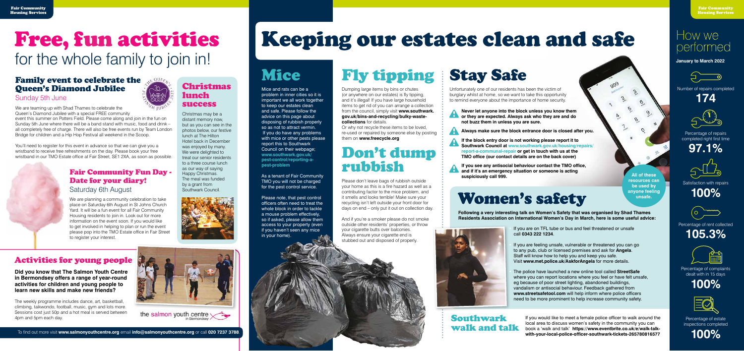# Free, fun activities for the whole family to join in!

## Family event to celebrate the Queen's Diamond Jubilee

### Sunday 5th June

We are teaming up with Shad Thames to celebrate the Queen's Diamond Jubilee with a special FREE community event this summer on Potters Field. Please come along and join in the fun on Sunday 5th June where there will be a band stand with music, food and drink – all completely free of charge. There will also be free events run by Team London Bridge for children and a Hip Hop Festival all weekend in the Scoop.

You'll need to register for this event in advance so that we can give you a wristband to receive free refreshments on the day. Please book your free wristband in our TMO Estate office at Fair Street, SE1 2XA, as soon as possible.

## Christmas lunch success

Christmas may be a distant memory now, but as you can see in the photos below, our festive lunch at The Hilton Hotel back in December was enjoyed by many. We were delighted to treat our senior residents to a three course lunch as our way of saying Happy Christmas. The meal was funded by a grant from Southwark Council.

## Fair Community Fun Day - Date for your diary!

### Saturday 6th August

We are planning a community celebration to take place on Saturday 6th August in St Johns Church Yard. It will be a fun event for all Fair Community Housing residents to join in. Look out for more information on the event soon. If you would like to get involved in helping to plan or run the event please pop into the TMO Estate office in Fair Street to register your interest.

## Activities for young people

**Did you know that The Salmon Youth Centre in Bermondsey offers a range of year-round activities for children and young people to learn new skills and make new friends?**

The weekly programme includes dance, art, basketball, climbing, taikwondo, football, music, gym and lots more. Sessions cost just 50p and a hot meal is served between 4pm and 5pm each day.

the salmon youth centre in Bermondsey

To find out more visit **www.salmonyouthcentre.org** email **info@salmonyouthcentre.org** or call **020 7237 3788**

# Keeping our estates clean and safe

## Mice

Mice and rats can be a problem in inner cities so it is important we all work together to keep our estates clean and safe. Please follow the advice on this page about disposing of rubbish properly so as not to attract vermin. If you do have any problems with mice or other pests please report this to Southwark Council on their webpage; **www.southwark.gov.uk/pest-control/reporting-a-pest-problem**

As a tenant of Fair Community TMO you will not be charged for the pest control service.

Please note, that pest control officers often need to treat the whole block in order to tackle a mouse problem effectively, so if asked, please allow them access to your property (even if you haven't seen any mice in your home).

## Fly tipping

Dumping large items by bins or chutes (or anywhere on our estates) is fly tipping, and it's illegal! If you have large household items to get rid of you can arrange a collection from the council, simply visit **www.southwark.gov.uk/bins-and-recycling/bulky-waste-collections** for details.

Or why not recycle these items to be loved, re-used or repaired by someone else by posting them on **www.freecycle.org**

## Don't dump rubbish

Please don't leave bags of rubbish outside your home as this is a fire hazard as well as a contributing factor to the mice problem, and it smells and looks terrible! Make sure your recycling isn't left outside your front door for days on end – only put it out on collection day.

And if you're a smoker please do not smoke outside other residents' properties, or throw your cigarette butts over balconies. Always ensure your cigarette end is stubbed out and disposed of properly.

## Stay Safe

Unfortunately one of our residents has been the victim of burglary whilst at home, so we want to take this opportunity to remind everyone about the importance of home security.

- **Never let anyone into the block unless you know them or they are expected. Always ask who they are and do not buzz them in unless you are sure.**
- **Always make sure the block entrance door is closed after you.**
- **If the block entry door is not working please report it to Southwark Council at www.southwark.gov.uk/housing/repairs/report-a-communal-repair or get in touch with us at the TMO office (our contact details are on the back cover)**
- **If you see any antisocial behaviour contact the TMO office, and if it's an emergency situation or someone is acting suspiciously call 999.**

## Women's safety

**All of these resources can be used by anyone feeling unsafe.**

**Following a very interesting talk on Women's Safety that was organised by Shad Thames Residents Association on International Women's Day in March, here is some useful advice:**

- If you are on TFL tube or bus and feel threatened or unsafe call **0343 222 1234**.
- If you are feeling unsafe, vulnerable or threatened you can go to any pub, club or licensed premises and ask for **Angela**. Staff will know how to help you and keep you safe. Visit **www.met.police.uk/AskforAngela** for more details.
- The police have launched a new online tool called **StreetSafe** where you can report locations where you feel or have felt unsafe, eg because of poor street lighting, abandoned buildings, vandalism or antisocial behaviour. Feedback gathered from **www.streetsafetool.com** will help inform where police officers need to be more prominent to help increase community safety.

## Southwark walk and talk

If you would like to meet a female police officer to walk around the local area to discuss women's safety in the community you can book a 'walk and talk' **https://www.eventbrite.co.uk/e/walk-talk-with-your-local-police-officer-southwark-tickets-265780816577**

# How we performed

**January to March 2022**

Number of repairs completed
**174**

Percentage of repairs completed right first time
**97.1%**

Satisfaction with repairs
**100%**

Percentage of rent collected
**105.3%**

Percentage of complaints dealt with in 15 days
**100%**

Percentage of estate inspections completed
**100%**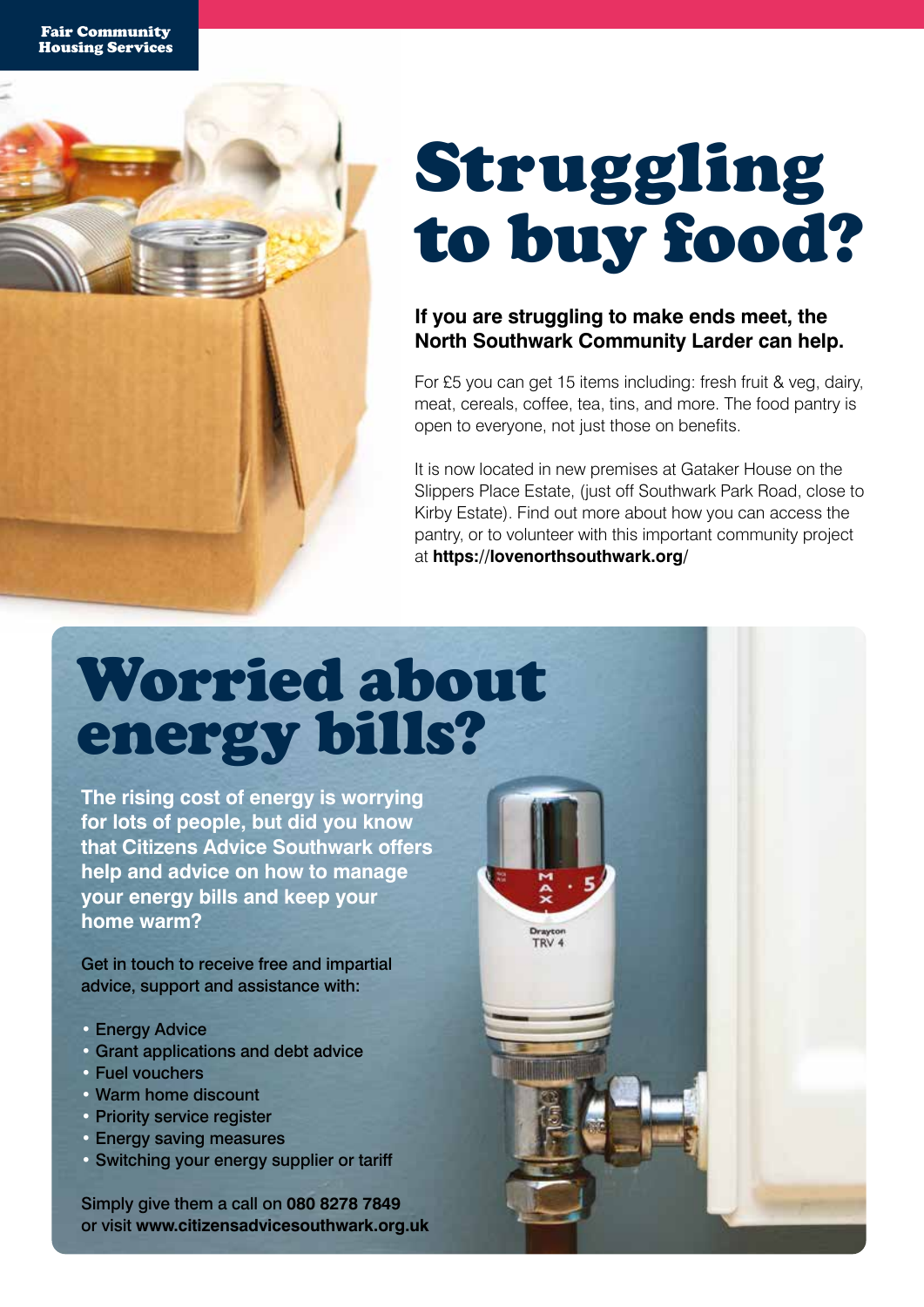# Struggling to buy food?

**If you are struggling to make ends meet, the North Southwark Community Larder can help.**

For £5 you can get 15 items including: fresh fruit & veg, dairy, meat, cereals, coffee, tea, tins, and more. The food pantry is open to everyone, not just those on benefits.

It is now located in new premises at Gataker House on the Slippers Place Estate, (just off Southwark Park Road, close to Kirby Estate). Find out more about how you can access the pantry, or to volunteer with this important community project at **https://lovenorthsouthwark.org/**

# Worried about energy bills?

**The rising cost of energy is worrying for lots of people, but did you know that Citizens Advice Southwark offers help and advice on how to manage your energy bills and keep your home warm?**

Get in touch to receive free and impartial advice, support and assistance with:

- Energy Advice
- Grant applications and debt advice
- Fuel vouchers
- Warm home discount
- Priority service register
- Energy saving measures
- Switching your energy supplier or tariff

Simply give them a call on **080 8278 7849** or visit **www.citizensadvicesouthwark.org.uk**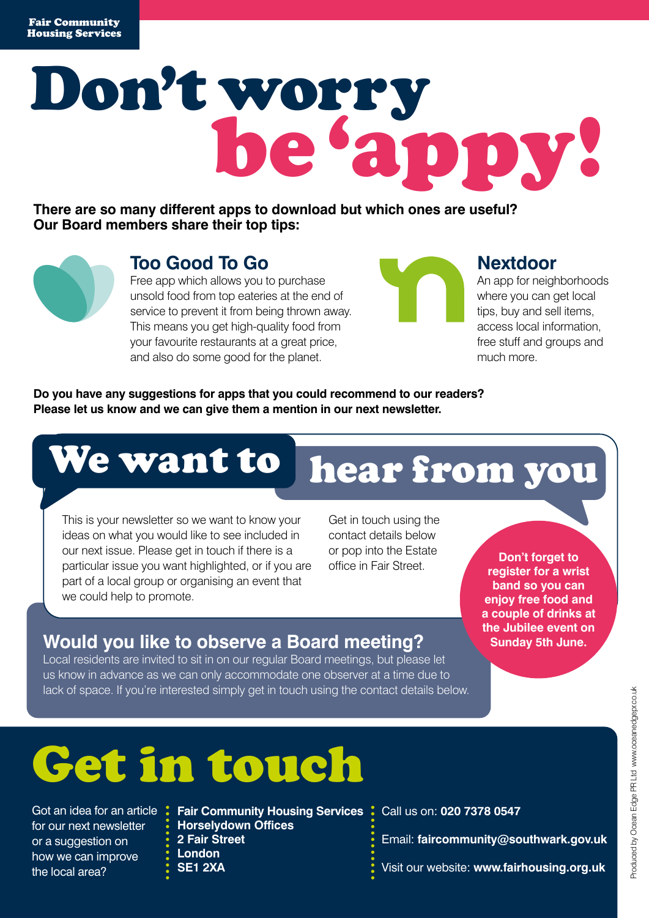Fair Community Housing Services

# Don't worry be 'appy!

**There are so many different apps to download but which ones are useful? Our Board members share their top tips:**

## Too Good To Go

Free app which allows you to purchase unsold food from top eateries at the end of service to prevent it from being thrown away. This means you get high-quality food from your favourite restaurants at a great price, and also do some good for the planet.

## Nextdoor

An app for neighborhoods where you can get local tips, buy and sell items, access local information, free stuff and groups and much more.

**Do you have any suggestions for apps that you could recommend to our readers? Please let us know and we can give them a mention in our next newsletter.**

# We want to hear from you

This is your newsletter so we want to know your ideas on what you would like to see included in our next issue. Please get in touch if there is a particular issue you want highlighted, or if you are part of a local group or organising an event that we could help to promote.

Get in touch using the contact details below or pop into the Estate office in Fair Street.

**Don't forget to register for a wrist band so you can enjoy free food and a couple of drinks at the Jubilee event on Sunday 5th June.**

## Would you like to observe a Board meeting?

Local residents are invited to sit in on our regular Board meetings, but please let us know in advance as we can only accommodate one observer at a time due to lack of space. If you're interested simply get in touch using the contact details below.

# Get in touch

Got an idea for an article for our next newsletter or a suggestion on how we can improve the local area?

**Fair Community Housing Services**
**Horselydown Offices**
**2 Fair Street**
**London**
**SE1 2XA**

Call us on: **020 7378 0547**

Email: **faircommunity@southwark.gov.uk**

Visit our website: **www.fairhousing.org.uk**

Produced by Ocean Edge PR Ltd www.oceanedgepr.co.uk